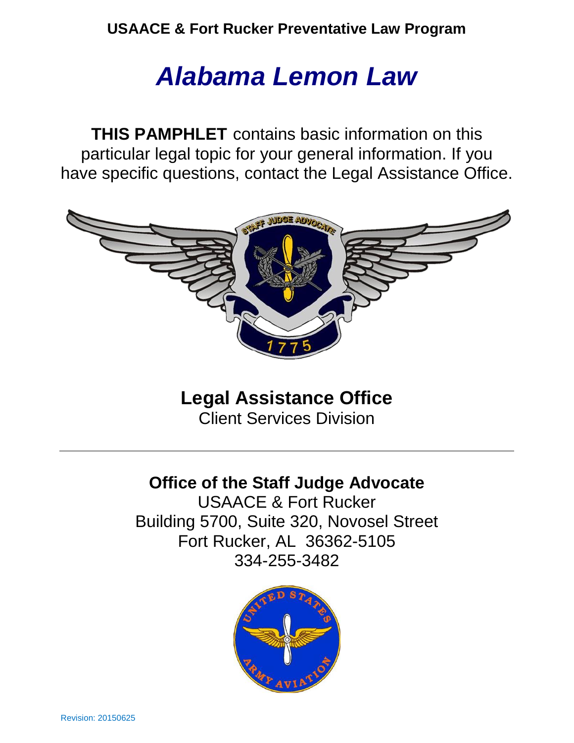**USAACE & Fort Rucker Preventative Law Program**

# *Alabama Lemon Law*

**THIS PAMPHLET** contains basic information on this particular legal topic for your general information. If you have specific questions, contact the Legal Assistance Office.

## Legal Assistance Office

Client Services Division

---

## Office of the Staff Judge Advocate

USAACE & Fort Rucker
Building 5700, Suite 320, Novosel Street
Fort Rucker, AL 36362-5105
334-255-3482

Revision: 20150625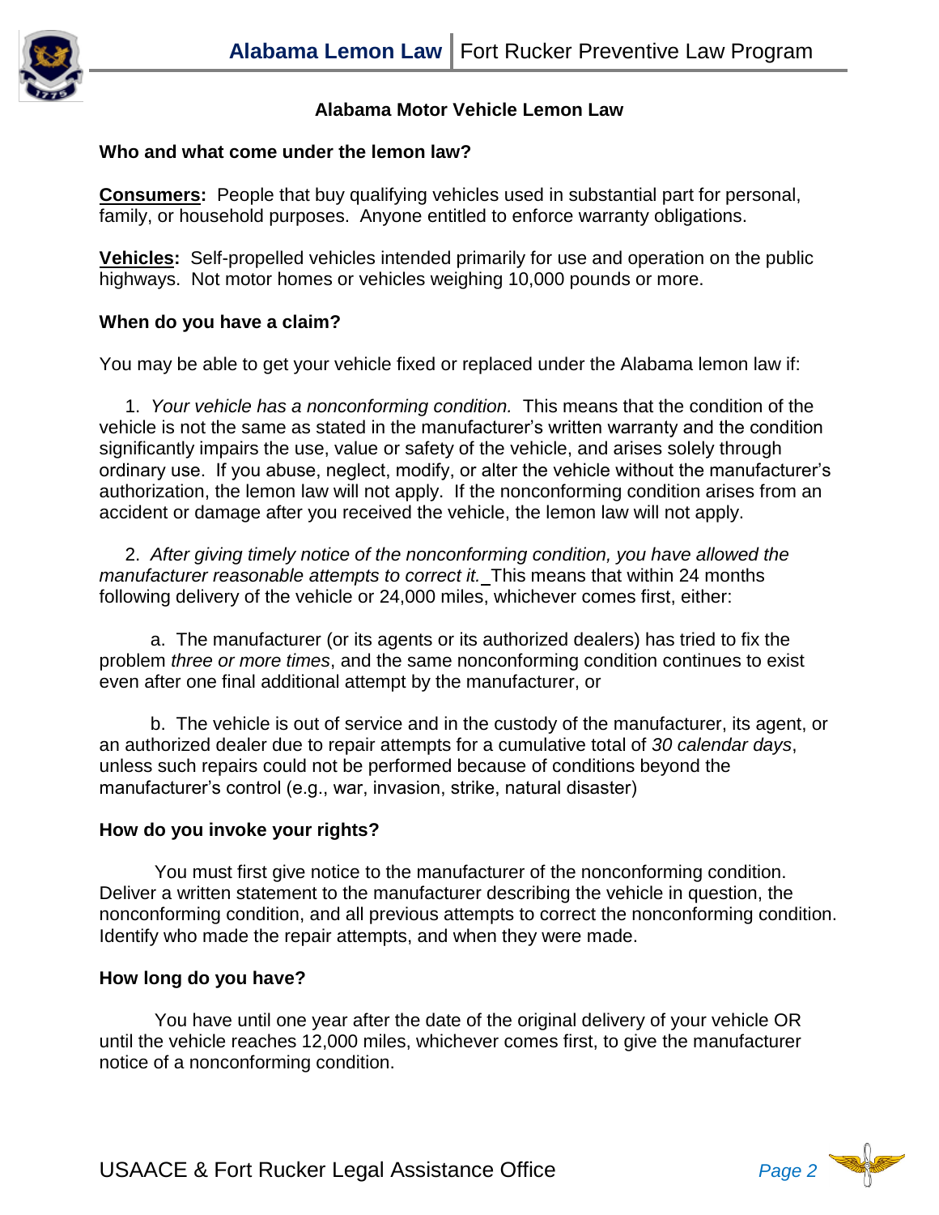## Alabama Motor Vehicle Lemon Law

### Who and what come under the lemon law?

**Consumers:** People that buy qualifying vehicles used in substantial part for personal, family, or household purposes. Anyone entitled to enforce warranty obligations.

**Vehicles:** Self-propelled vehicles intended primarily for use and operation on the public highways. Not motor homes or vehicles weighing 10,000 pounds or more.

### When do you have a claim?

You may be able to get your vehicle fixed or replaced under the Alabama lemon law if:

1. *Your vehicle has a nonconforming condition.* This means that the condition of the vehicle is not the same as stated in the manufacturer's written warranty and the condition significantly impairs the use, value or safety of the vehicle, and arises solely through ordinary use. If you abuse, neglect, modify, or alter the vehicle without the manufacturer's authorization, the lemon law will not apply. If the nonconforming condition arises from an accident or damage after you received the vehicle, the lemon law will not apply.

2. *After giving timely notice of the nonconforming condition, you have allowed the manufacturer reasonable attempts to correct it.* This means that within 24 months following delivery of the vehicle or 24,000 miles, whichever comes first, either:

   a. The manufacturer (or its agents or its authorized dealers) has tried to fix the problem *three or more times*, and the same nonconforming condition continues to exist even after one final additional attempt by the manufacturer, or

   b. The vehicle is out of service and in the custody of the manufacturer, its agent, or an authorized dealer due to repair attempts for a cumulative total of *30 calendar days*, unless such repairs could not be performed because of conditions beyond the manufacturer's control (e.g., war, invasion, strike, natural disaster)

### How do you invoke your rights?

You must first give notice to the manufacturer of the nonconforming condition. Deliver a written statement to the manufacturer describing the vehicle in question, the nonconforming condition, and all previous attempts to correct the nonconforming condition. Identify who made the repair attempts, and when they were made.

### How long do you have?

You have until one year after the date of the original delivery of your vehicle OR until the vehicle reaches 12,000 miles, whichever comes first, to give the manufacturer notice of a nonconforming condition.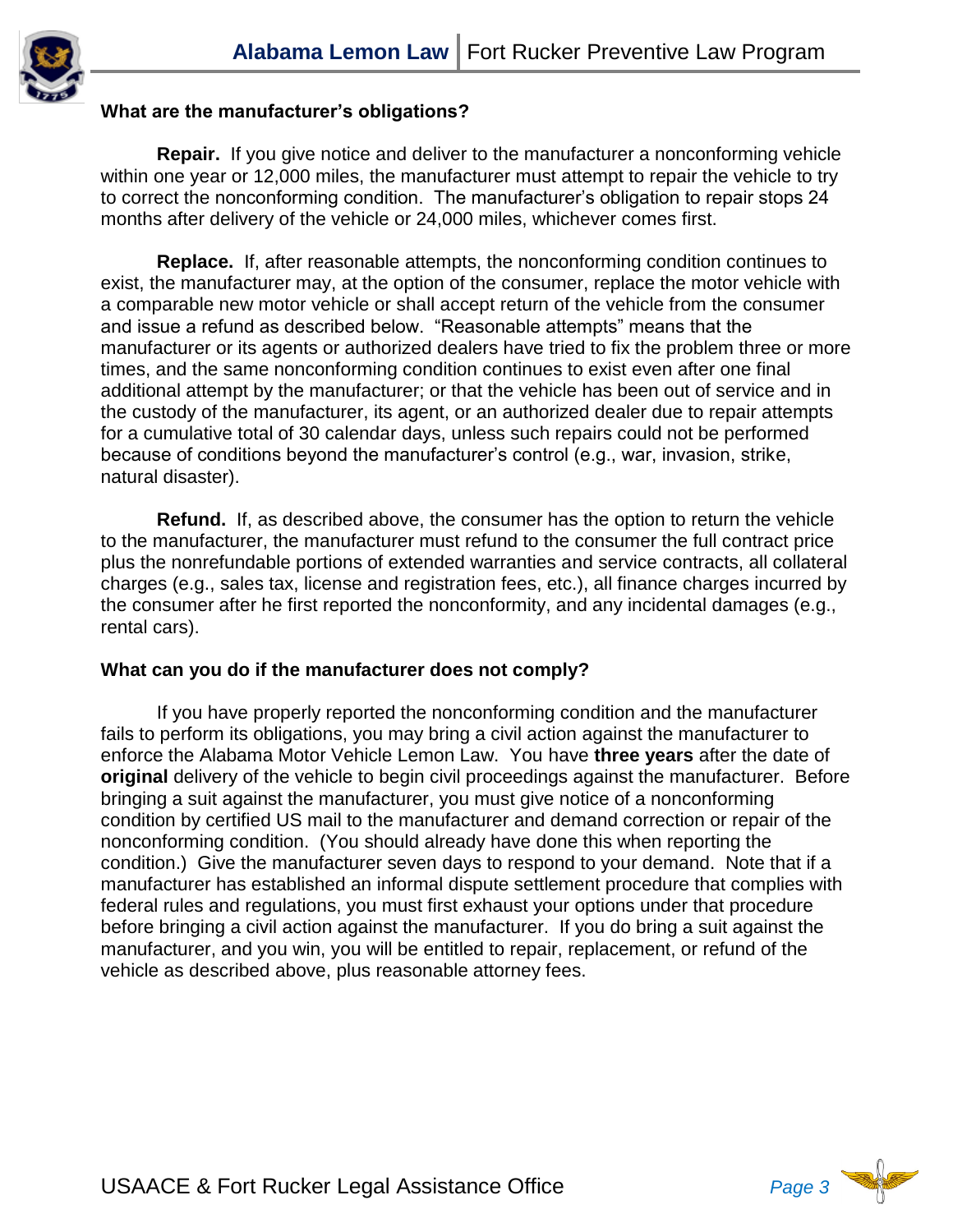### What are the manufacturer's obligations?

**Repair.** If you give notice and deliver to the manufacturer a nonconforming vehicle within one year or 12,000 miles, the manufacturer must attempt to repair the vehicle to try to correct the nonconforming condition. The manufacturer's obligation to repair stops 24 months after delivery of the vehicle or 24,000 miles, whichever comes first.

**Replace.** If, after reasonable attempts, the nonconforming condition continues to exist, the manufacturer may, at the option of the consumer, replace the motor vehicle with a comparable new motor vehicle or shall accept return of the vehicle from the consumer and issue a refund as described below. "Reasonable attempts" means that the manufacturer or its agents or authorized dealers have tried to fix the problem three or more times, and the same nonconforming condition continues to exist even after one final additional attempt by the manufacturer; or that the vehicle has been out of service and in the custody of the manufacturer, its agent, or an authorized dealer due to repair attempts for a cumulative total of 30 calendar days, unless such repairs could not be performed because of conditions beyond the manufacturer's control (e.g., war, invasion, strike, natural disaster).

**Refund.** If, as described above, the consumer has the option to return the vehicle to the manufacturer, the manufacturer must refund to the consumer the full contract price plus the nonrefundable portions of extended warranties and service contracts, all collateral charges (e.g., sales tax, license and registration fees, etc.), all finance charges incurred by the consumer after he first reported the nonconformity, and any incidental damages (e.g., rental cars).

### What can you do if the manufacturer does not comply?

If you have properly reported the nonconforming condition and the manufacturer fails to perform its obligations, you may bring a civil action against the manufacturer to enforce the Alabama Motor Vehicle Lemon Law. You have **three years** after the date of **original** delivery of the vehicle to begin civil proceedings against the manufacturer. Before bringing a suit against the manufacturer, you must give notice of a nonconforming condition by certified US mail to the manufacturer and demand correction or repair of the nonconforming condition. (You should already have done this when reporting the condition.) Give the manufacturer seven days to respond to your demand. Note that if a manufacturer has established an informal dispute settlement procedure that complies with federal rules and regulations, you must first exhaust your options under that procedure before bringing a civil action against the manufacturer. If you do bring a suit against the manufacturer, and you win, you will be entitled to repair, replacement, or refund of the vehicle as described above, plus reasonable attorney fees.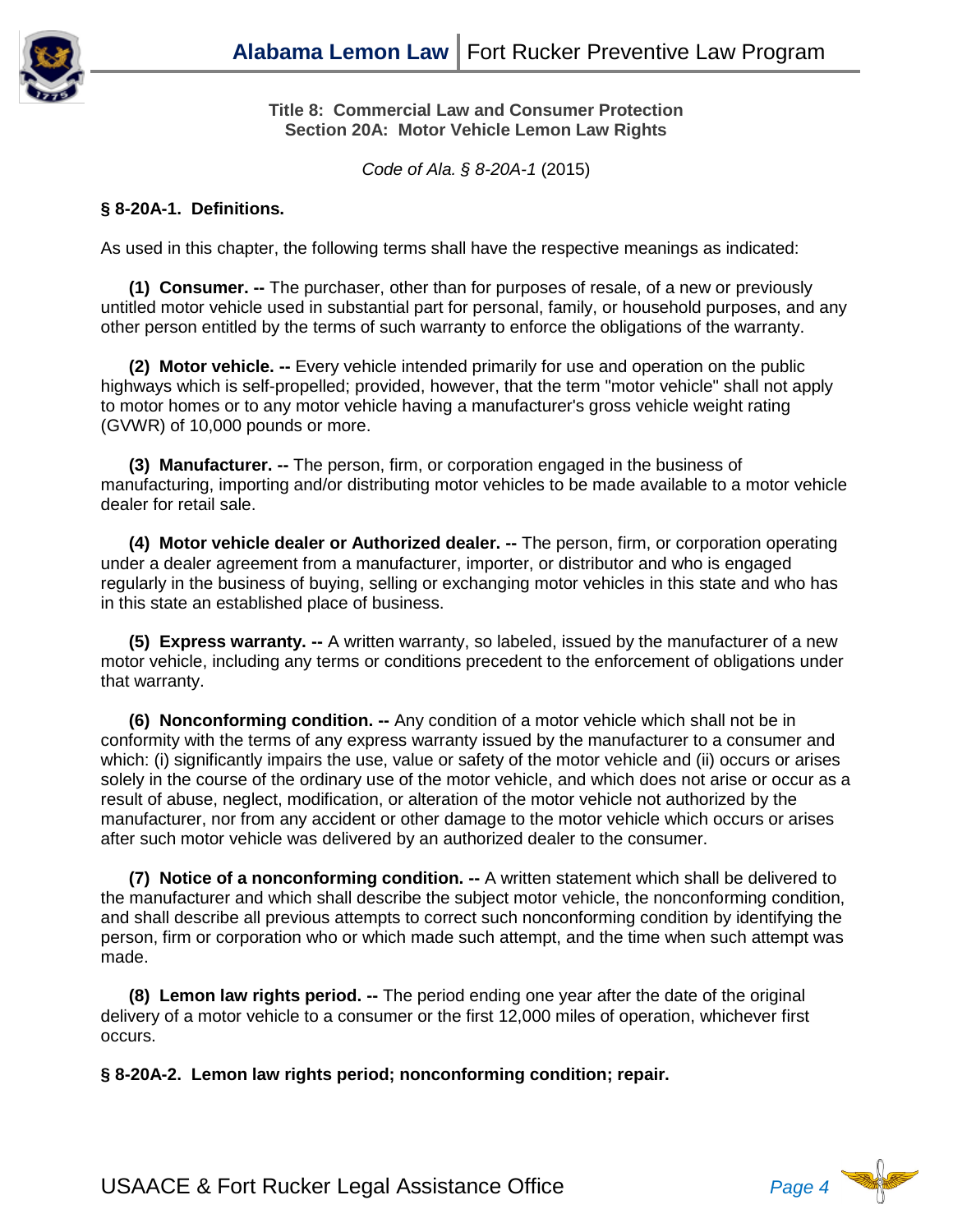**Title 8: Commercial Law and Consumer Protection**
**Section 20A: Motor Vehicle Lemon Law Rights**

*Code of Ala. § 8-20A-1* (2015)

**§ 8-20A-1. Definitions.**

As used in this chapter, the following terms shall have the respective meanings as indicated:

**(1) Consumer. --** The purchaser, other than for purposes of resale, of a new or previously untitled motor vehicle used in substantial part for personal, family, or household purposes, and any other person entitled by the terms of such warranty to enforce the obligations of the warranty.

**(2) Motor vehicle. --** Every vehicle intended primarily for use and operation on the public highways which is self-propelled; provided, however, that the term "motor vehicle" shall not apply to motor homes or to any motor vehicle having a manufacturer's gross vehicle weight rating (GVWR) of 10,000 pounds or more.

**(3) Manufacturer. --** The person, firm, or corporation engaged in the business of manufacturing, importing and/or distributing motor vehicles to be made available to a motor vehicle dealer for retail sale.

**(4) Motor vehicle dealer or Authorized dealer. --** The person, firm, or corporation operating under a dealer agreement from a manufacturer, importer, or distributor and who is engaged regularly in the business of buying, selling or exchanging motor vehicles in this state and who has in this state an established place of business.

**(5) Express warranty. --** A written warranty, so labeled, issued by the manufacturer of a new motor vehicle, including any terms or conditions precedent to the enforcement of obligations under that warranty.

**(6) Nonconforming condition. --** Any condition of a motor vehicle which shall not be in conformity with the terms of any express warranty issued by the manufacturer to a consumer and which: (i) significantly impairs the use, value or safety of the motor vehicle and (ii) occurs or arises solely in the course of the ordinary use of the motor vehicle, and which does not arise or occur as a result of abuse, neglect, modification, or alteration of the motor vehicle not authorized by the manufacturer, nor from any accident or other damage to the motor vehicle which occurs or arises after such motor vehicle was delivered by an authorized dealer to the consumer.

**(7) Notice of a nonconforming condition. --** A written statement which shall be delivered to the manufacturer and which shall describe the subject motor vehicle, the nonconforming condition, and shall describe all previous attempts to correct such nonconforming condition by identifying the person, firm or corporation who or which made such attempt, and the time when such attempt was made.

**(8) Lemon law rights period. --** The period ending one year after the date of the original delivery of a motor vehicle to a consumer or the first 12,000 miles of operation, whichever first occurs.

**§ 8-20A-2. Lemon law rights period; nonconforming condition; repair.**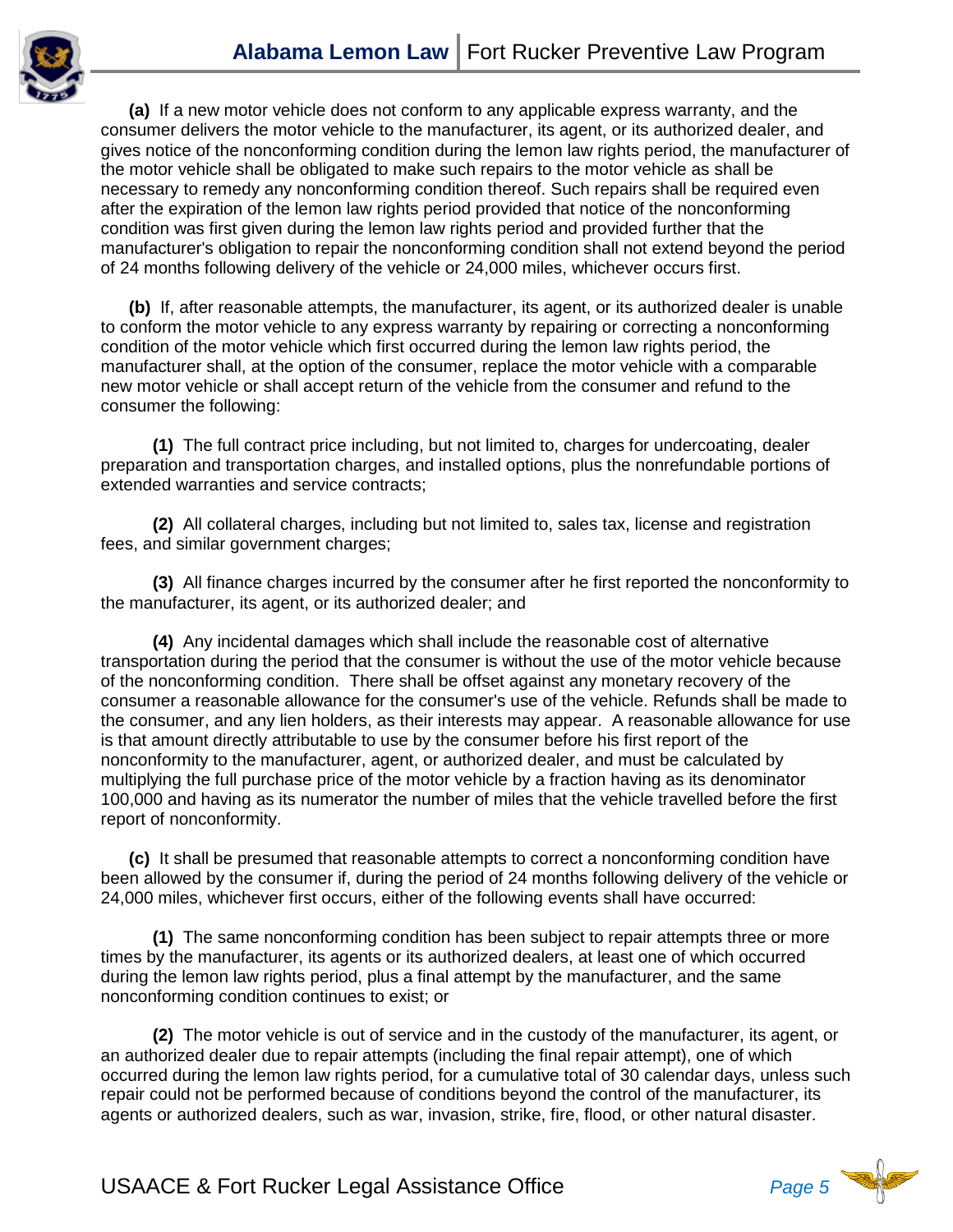**(a)** If a new motor vehicle does not conform to any applicable express warranty, and the consumer delivers the motor vehicle to the manufacturer, its agent, or its authorized dealer, and gives notice of the nonconforming condition during the lemon law rights period, the manufacturer of the motor vehicle shall be obligated to make such repairs to the motor vehicle as shall be necessary to remedy any nonconforming condition thereof. Such repairs shall be required even after the expiration of the lemon law rights period provided that notice of the nonconforming condition was first given during the lemon law rights period and provided further that the manufacturer's obligation to repair the nonconforming condition shall not extend beyond the period of 24 months following delivery of the vehicle or 24,000 miles, whichever occurs first.

**(b)** If, after reasonable attempts, the manufacturer, its agent, or its authorized dealer is unable to conform the motor vehicle to any express warranty by repairing or correcting a nonconforming condition of the motor vehicle which first occurred during the lemon law rights period, the manufacturer shall, at the option of the consumer, replace the motor vehicle with a comparable new motor vehicle or shall accept return of the vehicle from the consumer and refund to the consumer the following:

**(1)** The full contract price including, but not limited to, charges for undercoating, dealer preparation and transportation charges, and installed options, plus the nonrefundable portions of extended warranties and service contracts;

**(2)** All collateral charges, including but not limited to, sales tax, license and registration fees, and similar government charges;

**(3)** All finance charges incurred by the consumer after he first reported the nonconformity to the manufacturer, its agent, or its authorized dealer; and

**(4)** Any incidental damages which shall include the reasonable cost of alternative transportation during the period that the consumer is without the use of the motor vehicle because of the nonconforming condition. There shall be offset against any monetary recovery of the consumer a reasonable allowance for the consumer's use of the vehicle. Refunds shall be made to the consumer, and any lien holders, as their interests may appear. A reasonable allowance for use is that amount directly attributable to use by the consumer before his first report of the nonconformity to the manufacturer, agent, or authorized dealer, and must be calculated by multiplying the full purchase price of the motor vehicle by a fraction having as its denominator 100,000 and having as its numerator the number of miles that the vehicle travelled before the first report of nonconformity.

**(c)** It shall be presumed that reasonable attempts to correct a nonconforming condition have been allowed by the consumer if, during the period of 24 months following delivery of the vehicle or 24,000 miles, whichever first occurs, either of the following events shall have occurred:

**(1)** The same nonconforming condition has been subject to repair attempts three or more times by the manufacturer, its agents or its authorized dealers, at least one of which occurred during the lemon law rights period, plus a final attempt by the manufacturer, and the same nonconforming condition continues to exist; or

**(2)** The motor vehicle is out of service and in the custody of the manufacturer, its agent, or an authorized dealer due to repair attempts (including the final repair attempt), one of which occurred during the lemon law rights period, for a cumulative total of 30 calendar days, unless such repair could not be performed because of conditions beyond the control of the manufacturer, its agents or authorized dealers, such as war, invasion, strike, fire, flood, or other natural disaster.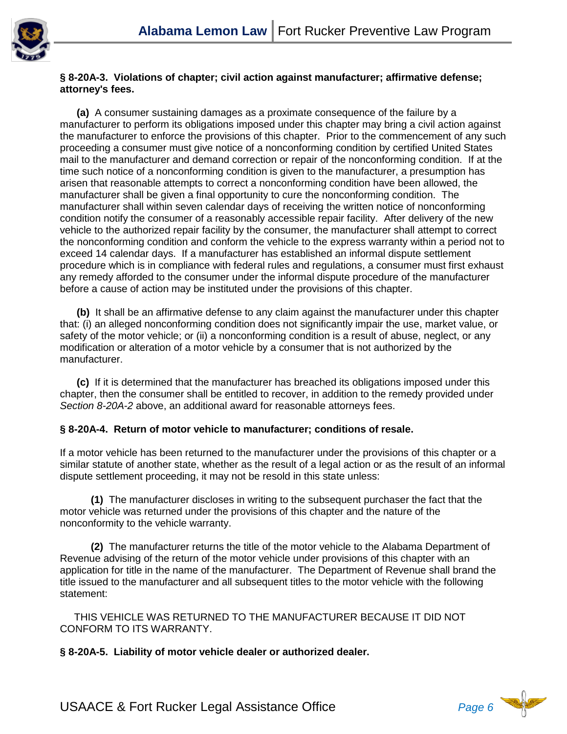**§ 8-20A-3. Violations of chapter; civil action against manufacturer; affirmative defense; attorney's fees.**

**(a)** A consumer sustaining damages as a proximate consequence of the failure by a manufacturer to perform its obligations imposed under this chapter may bring a civil action against the manufacturer to enforce the provisions of this chapter. Prior to the commencement of any such proceeding a consumer must give notice of a nonconforming condition by certified United States mail to the manufacturer and demand correction or repair of the nonconforming condition. If at the time such notice of a nonconforming condition is given to the manufacturer, a presumption has arisen that reasonable attempts to correct a nonconforming condition have been allowed, the manufacturer shall be given a final opportunity to cure the nonconforming condition. The manufacturer shall within seven calendar days of receiving the written notice of nonconforming condition notify the consumer of a reasonably accessible repair facility. After delivery of the new vehicle to the authorized repair facility by the consumer, the manufacturer shall attempt to correct the nonconforming condition and conform the vehicle to the express warranty within a period not to exceed 14 calendar days. If a manufacturer has established an informal dispute settlement procedure which is in compliance with federal rules and regulations, a consumer must first exhaust any remedy afforded to the consumer under the informal dispute procedure of the manufacturer before a cause of action may be instituted under the provisions of this chapter.

**(b)** It shall be an affirmative defense to any claim against the manufacturer under this chapter that: (i) an alleged nonconforming condition does not significantly impair the use, market value, or safety of the motor vehicle; or (ii) a nonconforming condition is a result of abuse, neglect, or any modification or alteration of a motor vehicle by a consumer that is not authorized by the manufacturer.

**(c)** If it is determined that the manufacturer has breached its obligations imposed under this chapter, then the consumer shall be entitled to recover, in addition to the remedy provided under *Section 8-20A-2* above, an additional award for reasonable attorneys fees.

**§ 8-20A-4. Return of motor vehicle to manufacturer; conditions of resale.**

If a motor vehicle has been returned to the manufacturer under the provisions of this chapter or a similar statute of another state, whether as the result of a legal action or as the result of an informal dispute settlement proceeding, it may not be resold in this state unless:

**(1)** The manufacturer discloses in writing to the subsequent purchaser the fact that the motor vehicle was returned under the provisions of this chapter and the nature of the nonconformity to the vehicle warranty.

**(2)** The manufacturer returns the title of the motor vehicle to the Alabama Department of Revenue advising of the return of the motor vehicle under provisions of this chapter with an application for title in the name of the manufacturer. The Department of Revenue shall brand the title issued to the manufacturer and all subsequent titles to the motor vehicle with the following statement:

THIS VEHICLE WAS RETURNED TO THE MANUFACTURER BECAUSE IT DID NOT CONFORM TO ITS WARRANTY.

**§ 8-20A-5. Liability of motor vehicle dealer or authorized dealer.**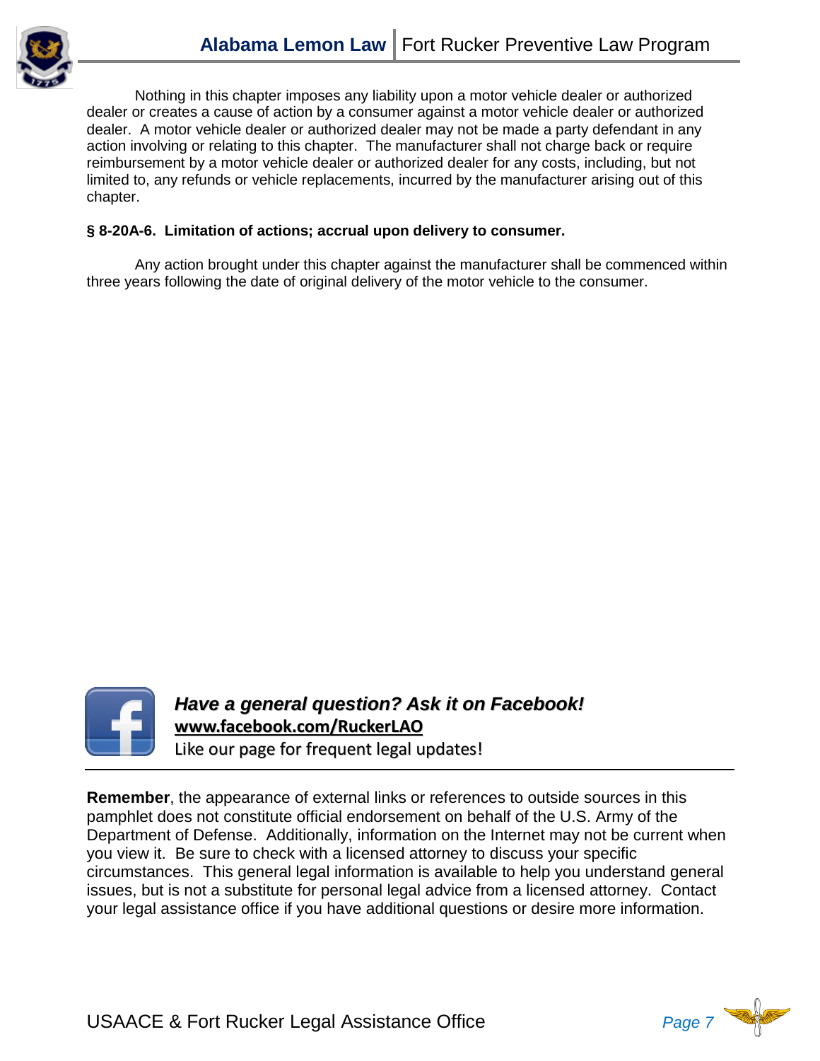Nothing in this chapter imposes any liability upon a motor vehicle dealer or authorized dealer or creates a cause of action by a consumer against a motor vehicle dealer or authorized dealer. A motor vehicle dealer or authorized dealer may not be made a party defendant in any action involving or relating to this chapter. The manufacturer shall not charge back or require reimbursement by a motor vehicle dealer or authorized dealer for any costs, including, but not limited to, any refunds or vehicle replacements, incurred by the manufacturer arising out of this chapter.

**§ 8-20A-6. Limitation of actions; accrual upon delivery to consumer.**

Any action brought under this chapter against the manufacturer shall be commenced within three years following the date of original delivery of the motor vehicle to the consumer.

***Have a general question? Ask it on Facebook!***
**www.facebook.com/RuckerLAO**
Like our page for frequent legal updates!

**Remember**, the appearance of external links or references to outside sources in this pamphlet does not constitute official endorsement on behalf of the U.S. Army of the Department of Defense. Additionally, information on the Internet may not be current when you view it. Be sure to check with a licensed attorney to discuss your specific circumstances. This general legal information is available to help you understand general issues, but is not a substitute for personal legal advice from a licensed attorney. Contact your legal assistance office if you have additional questions or desire more information.